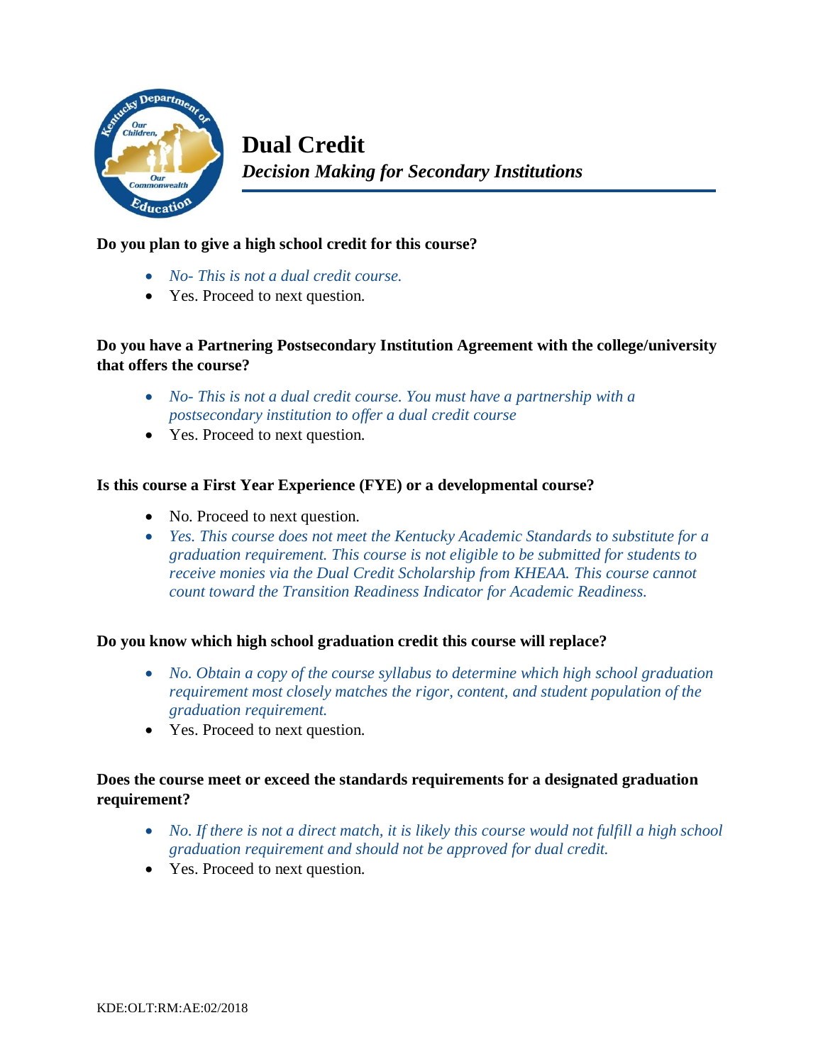# Dual Credit

## *Decision Making for Secondary Institutions*

**Do you plan to give a high school credit for this course?**

- *No- This is not a dual credit course.*
- Yes. Proceed to next question.

**Do you have a Partnering Postsecondary Institution Agreement with the college/university that offers the course?**

- *No- This is not a dual credit course. You must have a partnership with a postsecondary institution to offer a dual credit course*
- Yes. Proceed to next question.

**Is this course a First Year Experience (FYE) or a developmental course?**

- No. Proceed to next question.
- *Yes. This course does not meet the Kentucky Academic Standards to substitute for a graduation requirement. This course is not eligible to be submitted for students to receive monies via the Dual Credit Scholarship from KHEAA. This course cannot count toward the Transition Readiness Indicator for Academic Readiness.*

**Do you know which high school graduation credit this course will replace?**

- *No. Obtain a copy of the course syllabus to determine which high school graduation requirement most closely matches the rigor, content, and student population of the graduation requirement.*
- Yes. Proceed to next question.

**Does the course meet or exceed the standards requirements for a designated graduation requirement?**

- *No. If there is not a direct match, it is likely this course would not fulfill a high school graduation requirement and should not be approved for dual credit.*
- Yes. Proceed to next question.

KDE:OLT:RM:AE:02/2018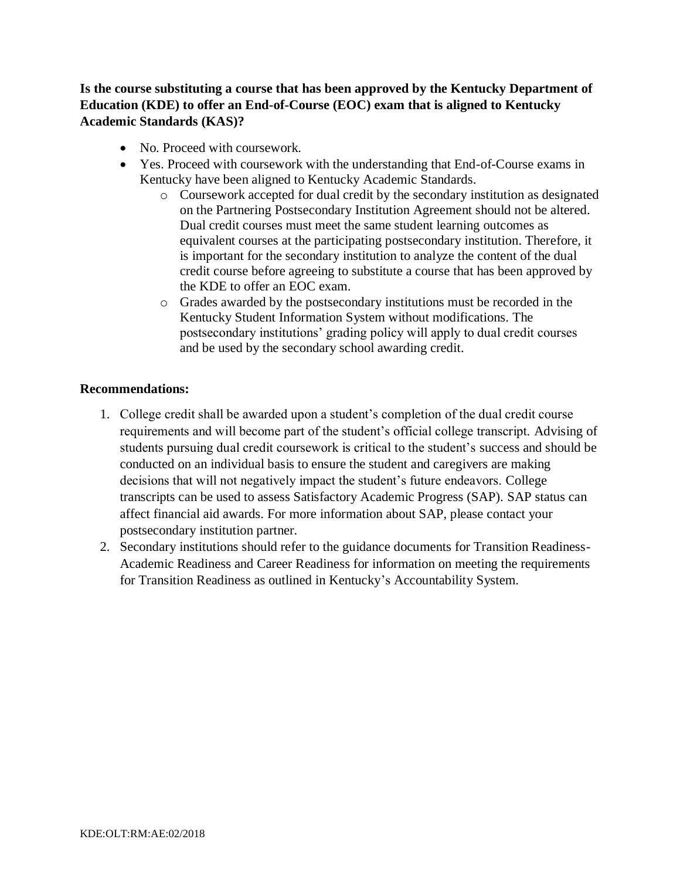**Is the course substituting a course that has been approved by the Kentucky Department of Education (KDE) to offer an End-of-Course (EOC) exam that is aligned to Kentucky Academic Standards (KAS)?**

- No. Proceed with coursework.
- Yes. Proceed with coursework with the understanding that End-of-Course exams in Kentucky have been aligned to Kentucky Academic Standards.
  - Coursework accepted for dual credit by the secondary institution as designated on the Partnering Postsecondary Institution Agreement should not be altered. Dual credit courses must meet the same student learning outcomes as equivalent courses at the participating postsecondary institution. Therefore, it is important for the secondary institution to analyze the content of the dual credit course before agreeing to substitute a course that has been approved by the KDE to offer an EOC exam.
  - Grades awarded by the postsecondary institutions must be recorded in the Kentucky Student Information System without modifications. The postsecondary institutions' grading policy will apply to dual credit courses and be used by the secondary school awarding credit.

**Recommendations:**

1. College credit shall be awarded upon a student's completion of the dual credit course requirements and will become part of the student's official college transcript. Advising of students pursuing dual credit coursework is critical to the student's success and should be conducted on an individual basis to ensure the student and caregivers are making decisions that will not negatively impact the student's future endeavors. College transcripts can be used to assess Satisfactory Academic Progress (SAP). SAP status can affect financial aid awards. For more information about SAP, please contact your postsecondary institution partner.
2. Secondary institutions should refer to the guidance documents for Transition Readiness-Academic Readiness and Career Readiness for information on meeting the requirements for Transition Readiness as outlined in Kentucky's Accountability System.

KDE:OLT:RM:AE:02/2018